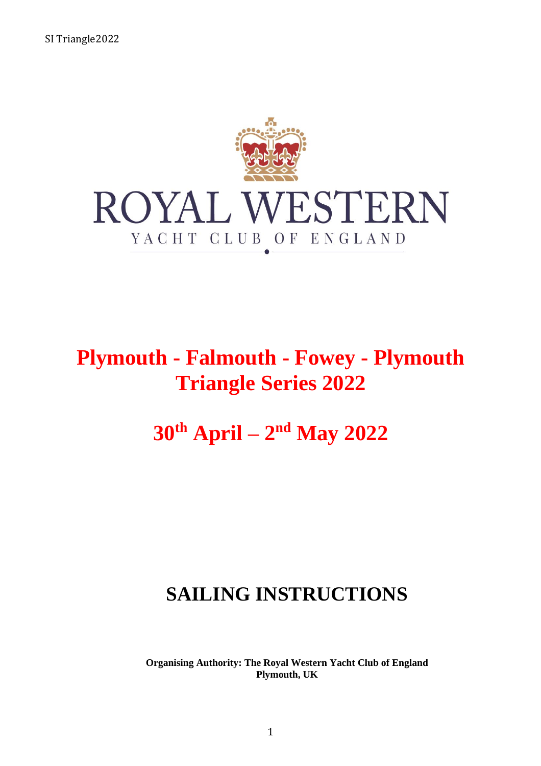ROYAL WESTERN

YACHT CLUB OF ENGLAND

# Plymouth - Falmouth - Fowey - Plymouth Triangle Series 2022

# 30th April – 2nd May 2022

# SAILING INSTRUCTIONS

**Organising Authority: The Royal Western Yacht Club of England Plymouth, UK**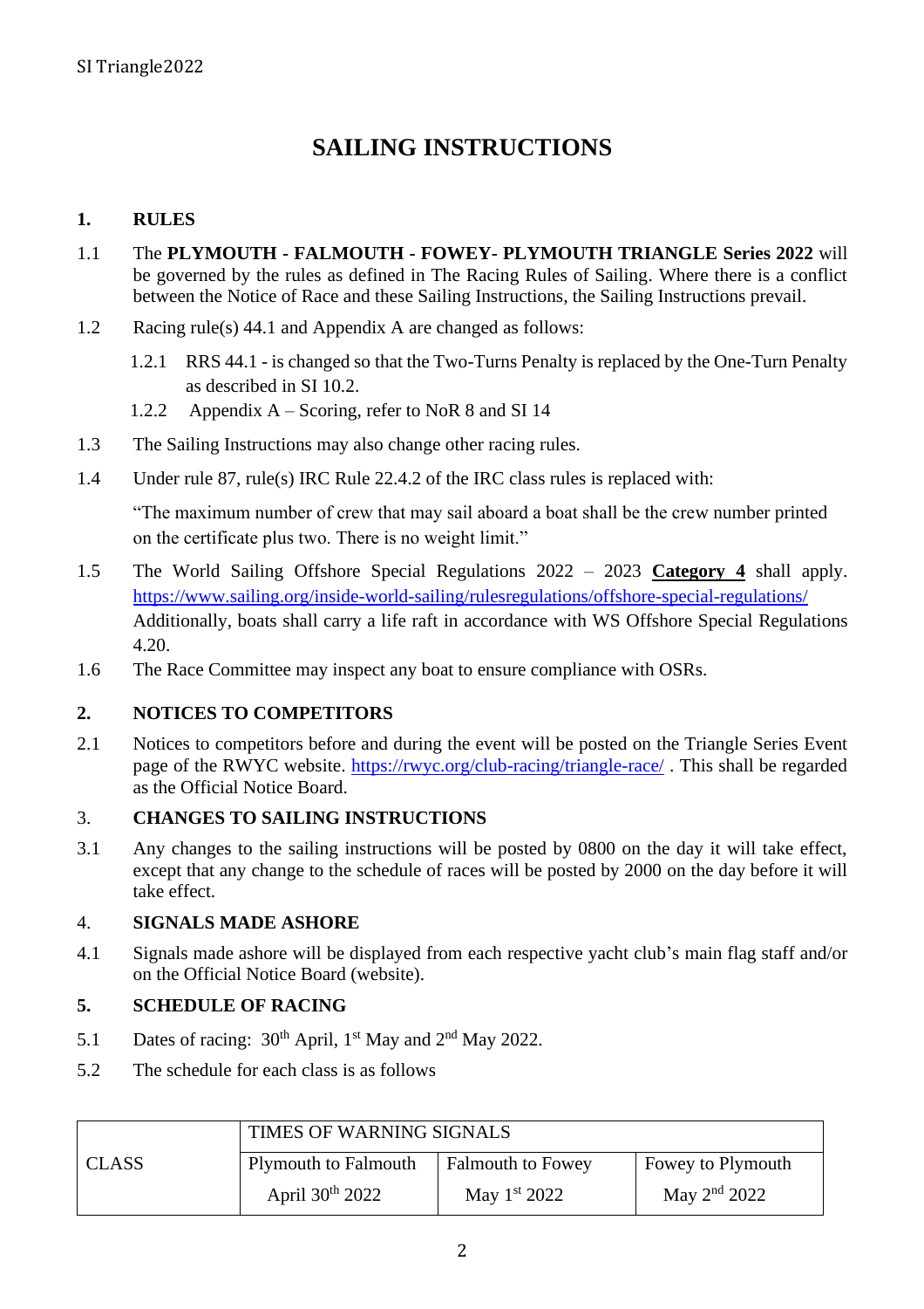# SAILING INSTRUCTIONS

## 1. RULES

1.1 The **PLYMOUTH - FALMOUTH - FOWEY- PLYMOUTH TRIANGLE Series 2022** will be governed by the rules as defined in The Racing Rules of Sailing. Where there is a conflict between the Notice of Race and these Sailing Instructions, the Sailing Instructions prevail.

1.2 Racing rule(s) 44.1 and Appendix A are changed as follows:

1.2.1 RRS 44.1 - is changed so that the Two-Turns Penalty is replaced by the One-Turn Penalty as described in SI 10.2.

1.2.2 Appendix A – Scoring, refer to NoR 8 and SI 14

1.3 The Sailing Instructions may also change other racing rules.

1.4 Under rule 87, rule(s) IRC Rule 22.4.2 of the IRC class rules is replaced with:

"The maximum number of crew that may sail aboard a boat shall be the crew number printed on the certificate plus two. There is no weight limit."

1.5 The World Sailing Offshore Special Regulations 2022 – 2023 **Category 4** shall apply. https://www.sailing.org/inside-world-sailing/rulesregulations/offshore-special-regulations/ Additionally, boats shall carry a life raft in accordance with WS Offshore Special Regulations 4.20.

1.6 The Race Committee may inspect any boat to ensure compliance with OSRs.

## 2. NOTICES TO COMPETITORS

2.1 Notices to competitors before and during the event will be posted on the Triangle Series Event page of the RWYC website. https://rwyc.org/club-racing/triangle-race/ . This shall be regarded as the Official Notice Board.

## 3. CHANGES TO SAILING INSTRUCTIONS

3.1 Any changes to the sailing instructions will be posted by 0800 on the day it will take effect, except that any change to the schedule of races will be posted by 2000 on the day before it will take effect.

## 4. SIGNALS MADE ASHORE

4.1 Signals made ashore will be displayed from each respective yacht club's main flag staff and/or on the Official Notice Board (website).

## 5. SCHEDULE OF RACING

5.1 Dates of racing: 30th April, 1st May and 2nd May 2022.

5.2 The schedule for each class is as follows

| CLASS | TIMES OF WARNING SIGNALS | | |
|---|---|---|---|
| | Plymouth to Falmouth<br>April 30th 2022 | Falmouth to Fowey<br>May 1st 2022 | Fowey to Plymouth<br>May 2nd 2022 |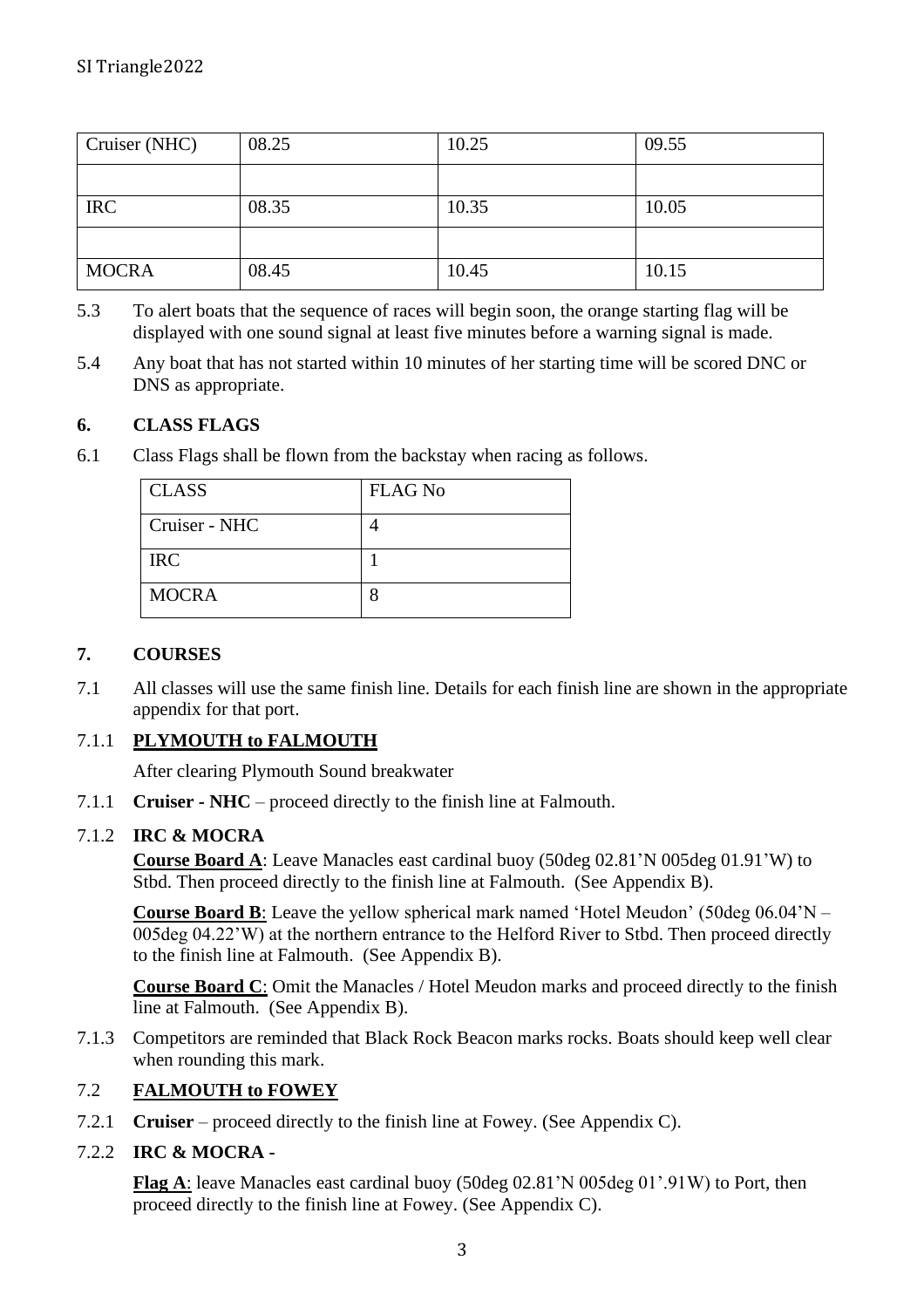| Cruiser (NHC) | 08.25 | 10.25 | 09.55 |
|---|---|---|---|
| | | | |
| IRC | 08.35 | 10.35 | 10.05 |
| | | | |
| MOCRA | 08.45 | 10.45 | 10.15 |

5.3 To alert boats that the sequence of races will begin soon, the orange starting flag will be displayed with one sound signal at least five minutes before a warning signal is made.

5.4 Any boat that has not started within 10 minutes of her starting time will be scored DNC or DNS as appropriate.

## 6. CLASS FLAGS

6.1 Class Flags shall be flown from the backstay when racing as follows.

| CLASS | FLAG No |
|---|---|
| Cruiser - NHC | 4 |
| IRC | 1 |
| MOCRA | 8 |

## 7. COURSES

7.1 All classes will use the same finish line. Details for each finish line are shown in the appropriate appendix for that port.

7.1.1 **PLYMOUTH to FALMOUTH**

After clearing Plymouth Sound breakwater

7.1.1 **Cruiser - NHC** – proceed directly to the finish line at Falmouth.

7.1.2 **IRC & MOCRA**

**Course Board A**: Leave Manacles east cardinal buoy (50deg 02.81'N 005deg 01.91'W) to Stbd. Then proceed directly to the finish line at Falmouth. (See Appendix B).

**Course Board B**: Leave the yellow spherical mark named 'Hotel Meudon' (50deg 06.04'N – 005deg 04.22'W) at the northern entrance to the Helford River to Stbd. Then proceed directly to the finish line at Falmouth. (See Appendix B).

**Course Board C**: Omit the Manacles / Hotel Meudon marks and proceed directly to the finish line at Falmouth. (See Appendix B).

7.1.3 Competitors are reminded that Black Rock Beacon marks rocks. Boats should keep well clear when rounding this mark.

7.2 **FALMOUTH to FOWEY**

7.2.1 **Cruiser** – proceed directly to the finish line at Fowey. (See Appendix C).

7.2.2 **IRC & MOCRA -**

**Flag A**: leave Manacles east cardinal buoy (50deg 02.81'N 005deg 01'.91W) to Port, then proceed directly to the finish line at Fowey. (See Appendix C).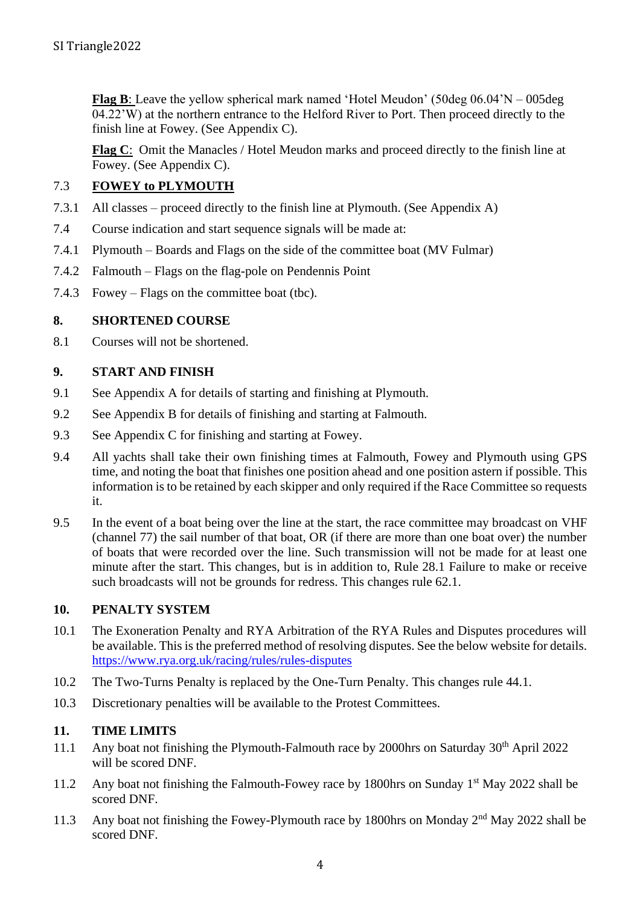**Flag B**: Leave the yellow spherical mark named 'Hotel Meudon' (50deg 06.04'N – 005deg 04.22'W) at the northern entrance to the Helford River to Port. Then proceed directly to the finish line at Fowey. (See Appendix C).

**Flag C**: Omit the Manacles / Hotel Meudon marks and proceed directly to the finish line at Fowey. (See Appendix C).

7.3 **FOWEY to PLYMOUTH**

7.3.1 All classes – proceed directly to the finish line at Plymouth. (See Appendix A)

7.4 Course indication and start sequence signals will be made at:

7.4.1 Plymouth – Boards and Flags on the side of the committee boat (MV Fulmar)

7.4.2 Falmouth – Flags on the flag-pole on Pendennis Point

7.4.3 Fowey – Flags on the committee boat (tbc).

## 8. SHORTENED COURSE

8.1 Courses will not be shortened.

## 9. START AND FINISH

9.1 See Appendix A for details of starting and finishing at Plymouth.

9.2 See Appendix B for details of finishing and starting at Falmouth.

9.3 See Appendix C for finishing and starting at Fowey.

9.4 All yachts shall take their own finishing times at Falmouth, Fowey and Plymouth using GPS time, and noting the boat that finishes one position ahead and one position astern if possible. This information is to be retained by each skipper and only required if the Race Committee so requests it.

9.5 In the event of a boat being over the line at the start, the race committee may broadcast on VHF (channel 77) the sail number of that boat, OR (if there are more than one boat over) the number of boats that were recorded over the line. Such transmission will not be made for at least one minute after the start. This changes, but is in addition to, Rule 28.1 Failure to make or receive such broadcasts will not be grounds for redress. This changes rule 62.1.

## 10. PENALTY SYSTEM

10.1 The Exoneration Penalty and RYA Arbitration of the RYA Rules and Disputes procedures will be available. This is the preferred method of resolving disputes. See the below website for details. https://www.rya.org.uk/racing/rules/rules-disputes

10.2 The Two-Turns Penalty is replaced by the One-Turn Penalty. This changes rule 44.1.

10.3 Discretionary penalties will be available to the Protest Committees.

## 11. TIME LIMITS

11.1 Any boat not finishing the Plymouth-Falmouth race by 2000hrs on Saturday 30th April 2022 will be scored DNF.

11.2 Any boat not finishing the Falmouth-Fowey race by 1800hrs on Sunday 1st May 2022 shall be scored DNF.

11.3 Any boat not finishing the Fowey-Plymouth race by 1800hrs on Monday 2nd May 2022 shall be scored DNF.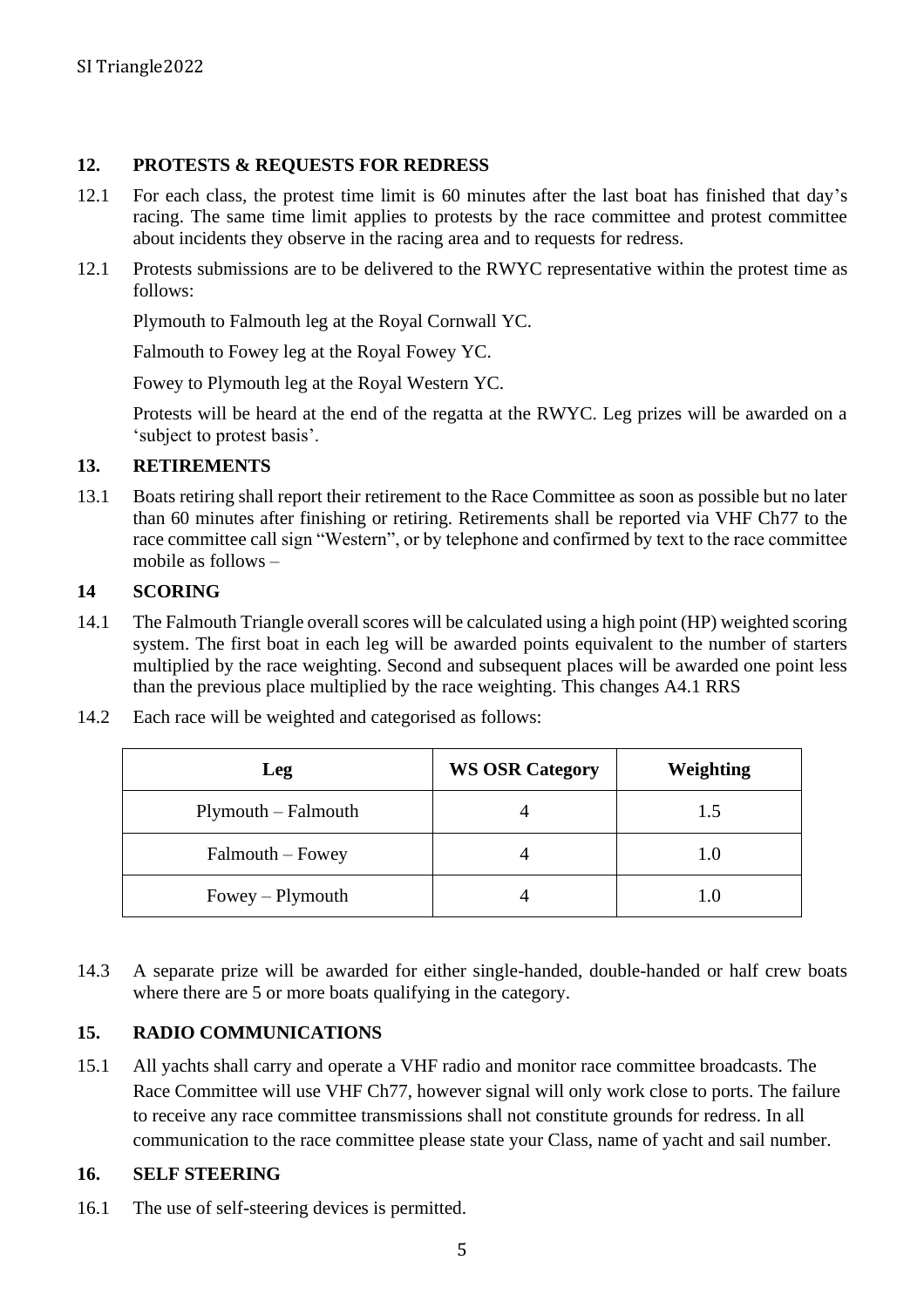## 12. PROTESTS & REQUESTS FOR REDRESS

12.1 For each class, the protest time limit is 60 minutes after the last boat has finished that day's racing. The same time limit applies to protests by the race committee and protest committee about incidents they observe in the racing area and to requests for redress.

12.1 Protests submissions are to be delivered to the RWYC representative within the protest time as follows:

Plymouth to Falmouth leg at the Royal Cornwall YC.

Falmouth to Fowey leg at the Royal Fowey YC.

Fowey to Plymouth leg at the Royal Western YC.

Protests will be heard at the end of the regatta at the RWYC. Leg prizes will be awarded on a 'subject to protest basis'.

## 13. RETIREMENTS

13.1 Boats retiring shall report their retirement to the Race Committee as soon as possible but no later than 60 minutes after finishing or retiring. Retirements shall be reported via VHF Ch77 to the race committee call sign "Western", or by telephone and confirmed by text to the race committee mobile as follows –

## 14 SCORING

14.1 The Falmouth Triangle overall scores will be calculated using a high point (HP) weighted scoring system. The first boat in each leg will be awarded points equivalent to the number of starters multiplied by the race weighting. Second and subsequent places will be awarded one point less than the previous place multiplied by the race weighting. This changes A4.1 RRS

14.2 Each race will be weighted and categorised as follows:

| Leg | WS OSR Category | Weighting |
|---|---|---|
| Plymouth – Falmouth | 4 | 1.5 |
| Falmouth – Fowey | 4 | 1.0 |
| Fowey – Plymouth | 4 | 1.0 |

14.3 A separate prize will be awarded for either single-handed, double-handed or half crew boats where there are 5 or more boats qualifying in the category.

## 15. RADIO COMMUNICATIONS

15.1 All yachts shall carry and operate a VHF radio and monitor race committee broadcasts. The Race Committee will use VHF Ch77, however signal will only work close to ports. The failure to receive any race committee transmissions shall not constitute grounds for redress. In all communication to the race committee please state your Class, name of yacht and sail number.

## 16. SELF STEERING

16.1 The use of self-steering devices is permitted.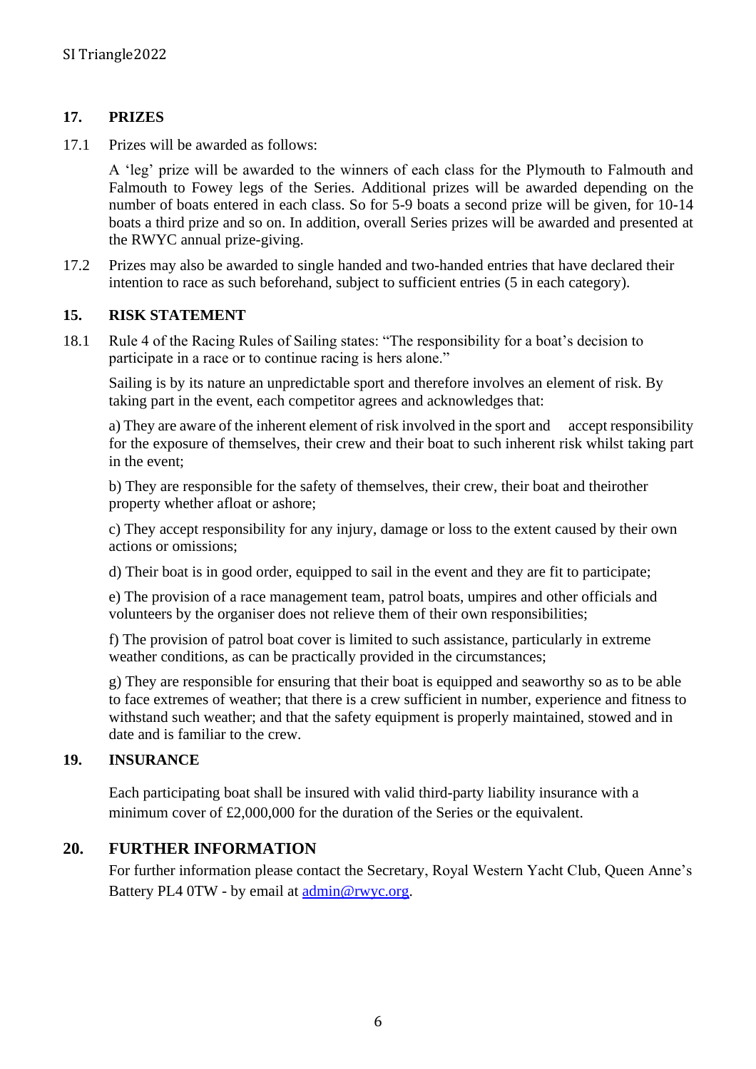## 17. PRIZES

17.1 Prizes will be awarded as follows:

A 'leg' prize will be awarded to the winners of each class for the Plymouth to Falmouth and Falmouth to Fowey legs of the Series. Additional prizes will be awarded depending on the number of boats entered in each class. So for 5-9 boats a second prize will be given, for 10-14 boats a third prize and so on. In addition, overall Series prizes will be awarded and presented at the RWYC annual prize-giving.

17.2 Prizes may also be awarded to single handed and two-handed entries that have declared their intention to race as such beforehand, subject to sufficient entries (5 in each category).

## 15. RISK STATEMENT

18.1 Rule 4 of the Racing Rules of Sailing states: "The responsibility for a boat's decision to participate in a race or to continue racing is hers alone."

Sailing is by its nature an unpredictable sport and therefore involves an element of risk. By taking part in the event, each competitor agrees and acknowledges that:

a) They are aware of the inherent element of risk involved in the sport and accept responsibility for the exposure of themselves, their crew and their boat to such inherent risk whilst taking part in the event;

b) They are responsible for the safety of themselves, their crew, their boat and theirother property whether afloat or ashore;

c) They accept responsibility for any injury, damage or loss to the extent caused by their own actions or omissions;

d) Their boat is in good order, equipped to sail in the event and they are fit to participate;

e) The provision of a race management team, patrol boats, umpires and other officials and volunteers by the organiser does not relieve them of their own responsibilities;

f) The provision of patrol boat cover is limited to such assistance, particularly in extreme weather conditions, as can be practically provided in the circumstances;

g) They are responsible for ensuring that their boat is equipped and seaworthy so as to be able to face extremes of weather; that there is a crew sufficient in number, experience and fitness to withstand such weather; and that the safety equipment is properly maintained, stowed and in date and is familiar to the crew.

## 19. INSURANCE

Each participating boat shall be insured with valid third-party liability insurance with a minimum cover of £2,000,000 for the duration of the Series or the equivalent.

## 20. FURTHER INFORMATION

For further information please contact the Secretary, Royal Western Yacht Club, Queen Anne's Battery PL4 0TW - by email at [admin@rwyc.org](mailto:admin@rwyc.org).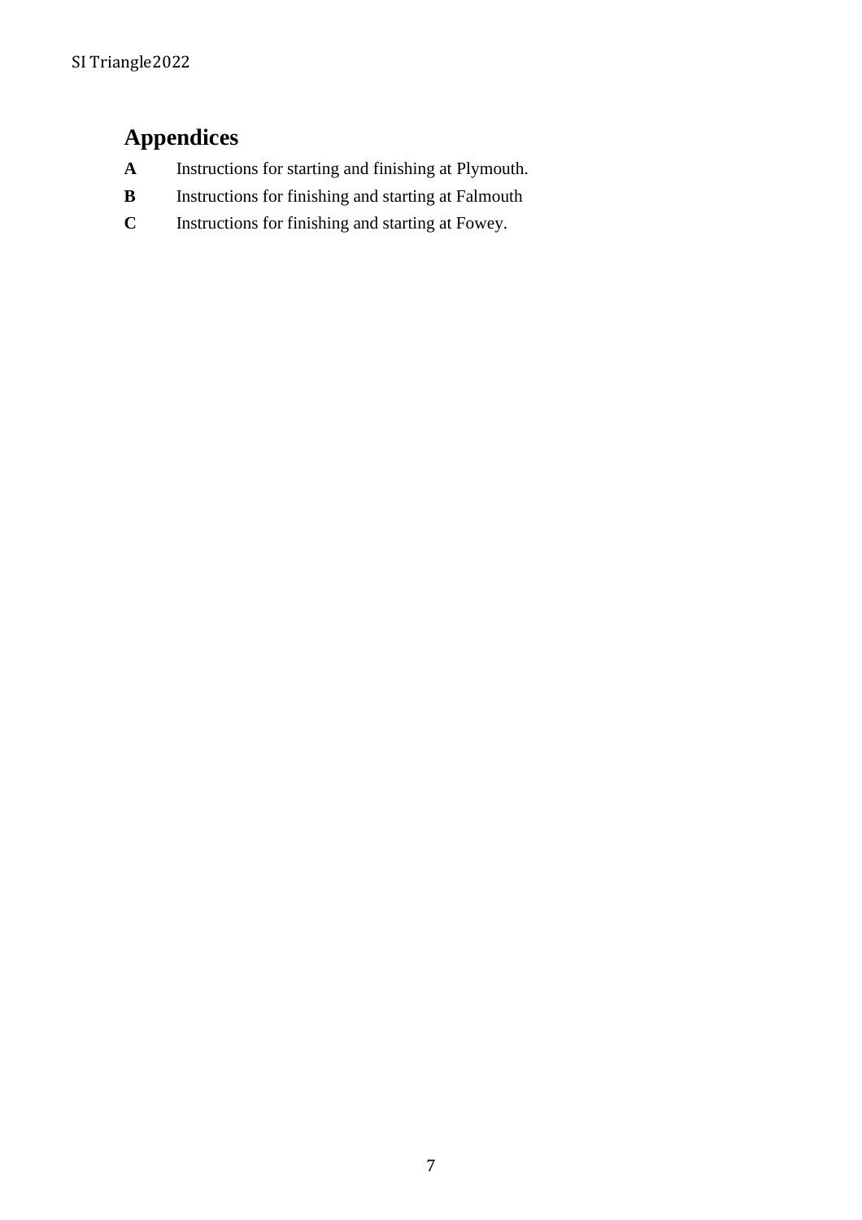## Appendices

**A** Instructions for starting and finishing at Plymouth.

**B** Instructions for finishing and starting at Falmouth

**C** Instructions for finishing and starting at Fowey.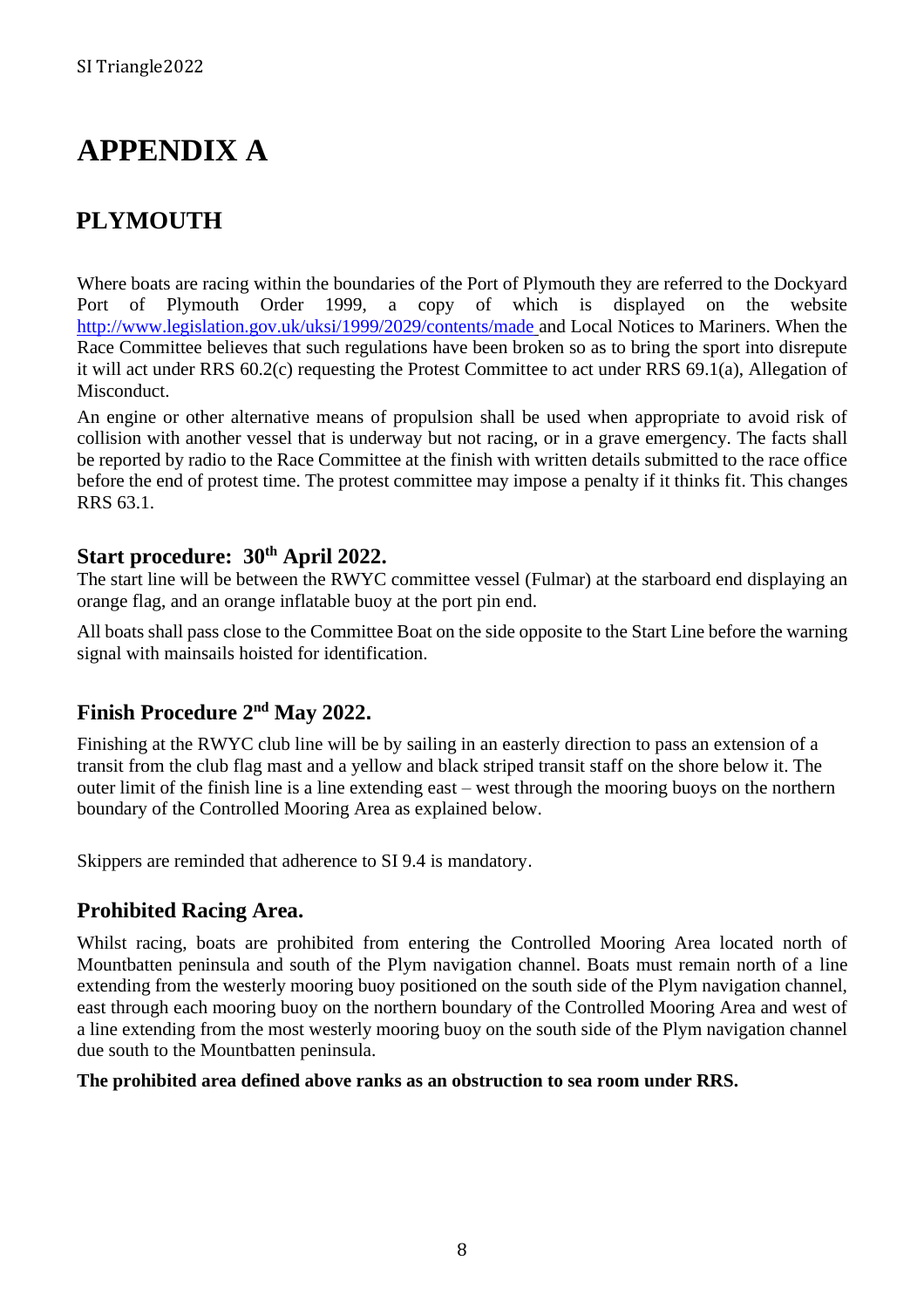# APPENDIX A

## PLYMOUTH

Where boats are racing within the boundaries of the Port of Plymouth they are referred to the Dockyard Port of Plymouth Order 1999, a copy of which is displayed on the website http://www.legislation.gov.uk/uksi/1999/2029/contents/made and Local Notices to Mariners. When the Race Committee believes that such regulations have been broken so as to bring the sport into disrepute it will act under RRS 60.2(c) requesting the Protest Committee to act under RRS 69.1(a), Allegation of Misconduct.

An engine or other alternative means of propulsion shall be used when appropriate to avoid risk of collision with another vessel that is underway but not racing, or in a grave emergency. The facts shall be reported by radio to the Race Committee at the finish with written details submitted to the race office before the end of protest time. The protest committee may impose a penalty if it thinks fit. This changes RRS 63.1.

### Start procedure: 30th April 2022.

The start line will be between the RWYC committee vessel (Fulmar) at the starboard end displaying an orange flag, and an orange inflatable buoy at the port pin end.

All boats shall pass close to the Committee Boat on the side opposite to the Start Line before the warning signal with mainsails hoisted for identification.

### Finish Procedure 2nd May 2022.

Finishing at the RWYC club line will be by sailing in an easterly direction to pass an extension of a transit from the club flag mast and a yellow and black striped transit staff on the shore below it. The outer limit of the finish line is a line extending east – west through the mooring buoys on the northern boundary of the Controlled Mooring Area as explained below.

Skippers are reminded that adherence to SI 9.4 is mandatory.

### Prohibited Racing Area.

Whilst racing, boats are prohibited from entering the Controlled Mooring Area located north of Mountbatten peninsula and south of the Plym navigation channel. Boats must remain north of a line extending from the westerly mooring buoy positioned on the south side of the Plym navigation channel, east through each mooring buoy on the northern boundary of the Controlled Mooring Area and west of a line extending from the most westerly mooring buoy on the south side of the Plym navigation channel due south to the Mountbatten peninsula.

**The prohibited area defined above ranks as an obstruction to sea room under RRS.**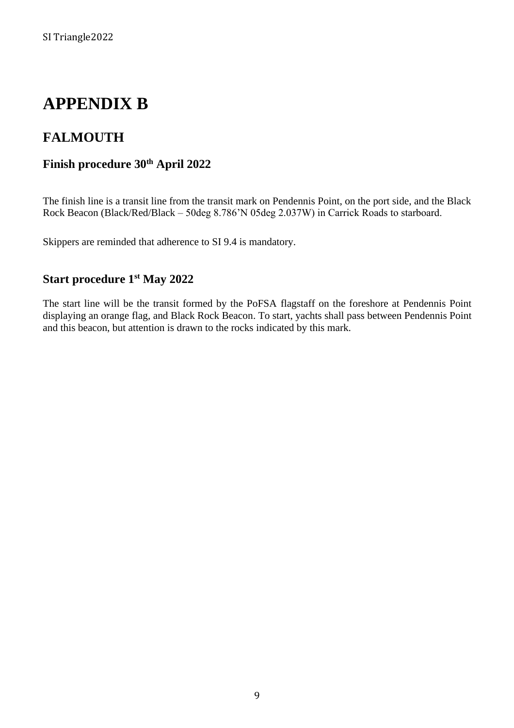# APPENDIX B

## FALMOUTH

### Finish procedure 30th April 2022

The finish line is a transit line from the transit mark on Pendennis Point, on the port side, and the Black Rock Beacon (Black/Red/Black – 50deg 8.786'N 05deg 2.037W) in Carrick Roads to starboard.

Skippers are reminded that adherence to SI 9.4 is mandatory.

### Start procedure 1st May 2022

The start line will be the transit formed by the PoFSA flagstaff on the foreshore at Pendennis Point displaying an orange flag, and Black Rock Beacon. To start, yachts shall pass between Pendennis Point and this beacon, but attention is drawn to the rocks indicated by this mark.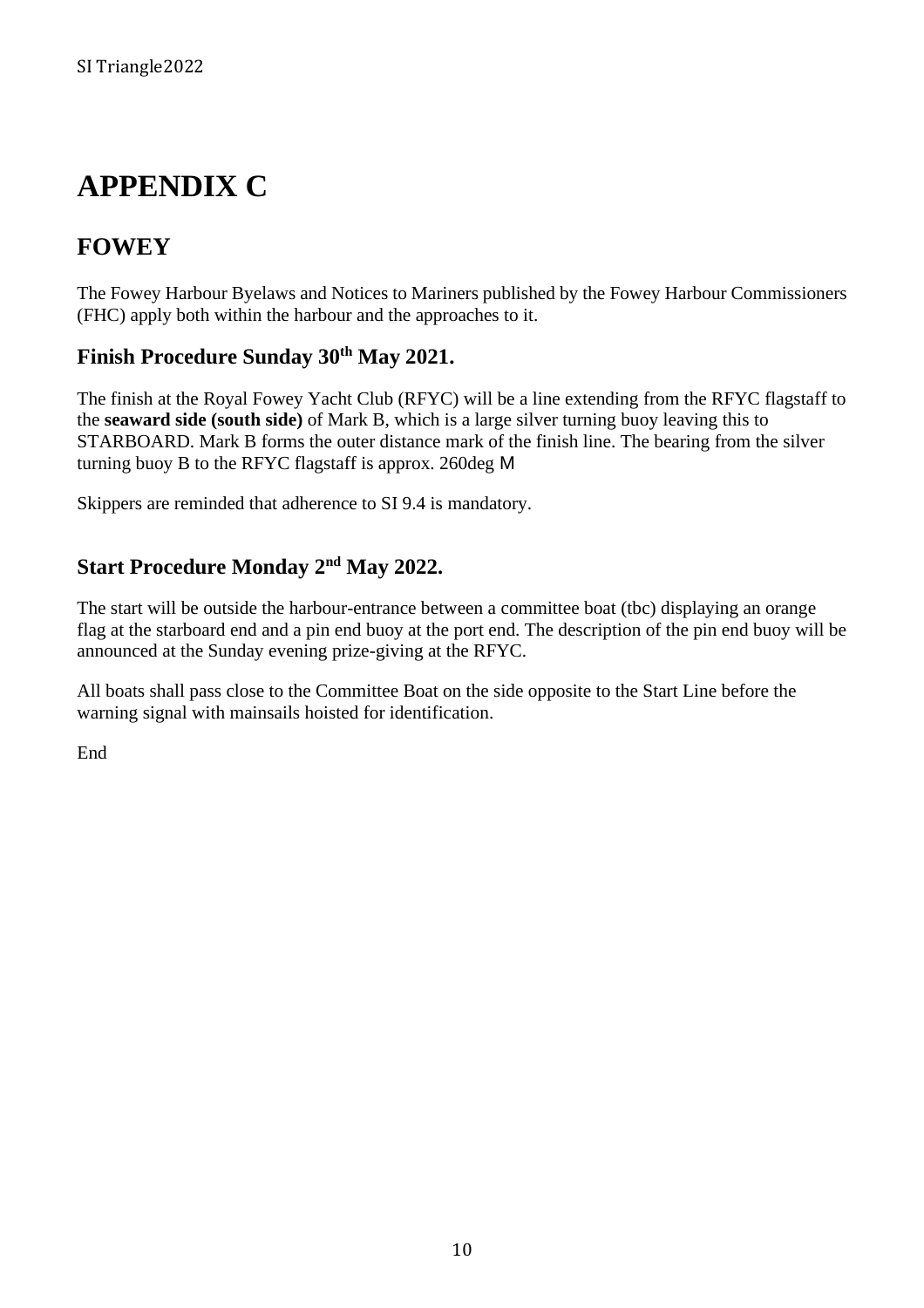# APPENDIX C

## FOWEY

The Fowey Harbour Byelaws and Notices to Mariners published by the Fowey Harbour Commissioners (FHC) apply both within the harbour and the approaches to it.

### Finish Procedure Sunday 30th May 2021.

The finish at the Royal Fowey Yacht Club (RFYC) will be a line extending from the RFYC flagstaff to the **seaward side (south side)** of Mark B, which is a large silver turning buoy leaving this to STARBOARD. Mark B forms the outer distance mark of the finish line. The bearing from the silver turning buoy B to the RFYC flagstaff is approx. 260deg M

Skippers are reminded that adherence to SI 9.4 is mandatory.

### Start Procedure Monday 2nd May 2022.

The start will be outside the harbour-entrance between a committee boat (tbc) displaying an orange flag at the starboard end and a pin end buoy at the port end. The description of the pin end buoy will be announced at the Sunday evening prize-giving at the RFYC.

All boats shall pass close to the Committee Boat on the side opposite to the Start Line before the warning signal with mainsails hoisted for identification.

End